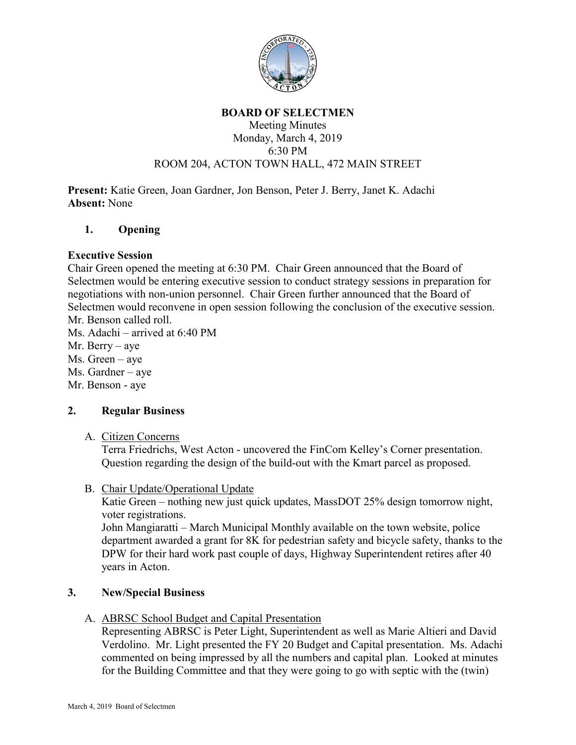# BOARD OF SELECTMEN

Meeting Minutes
Monday, March 4, 2019
6:30 PM
ROOM 204, ACTON TOWN HALL, 472 MAIN STREET

**Present:** Katie Green, Joan Gardner, Jon Benson, Peter J. Berry, Janet K. Adachi
**Absent:** None

## 1. Opening

**Executive Session**

Chair Green opened the meeting at 6:30 PM. Chair Green announced that the Board of Selectmen would be entering executive session to conduct strategy sessions in preparation for negotiations with non-union personnel. Chair Green further announced that the Board of Selectmen would reconvene in open session following the conclusion of the executive session.
Mr. Benson called roll.
Ms. Adachi – arrived at 6:40 PM
Mr. Berry – aye
Ms. Green – aye
Ms. Gardner – aye
Mr. Benson - aye

## 2. Regular Business

A. Citizen Concerns
Terra Friedrichs, West Acton - uncovered the FinCom Kelley's Corner presentation. Question regarding the design of the build-out with the Kmart parcel as proposed.

B. Chair Update/Operational Update
Katie Green – nothing new just quick updates, MassDOT 25% design tomorrow night, voter registrations.
John Mangiaratti – March Municipal Monthly available on the town website, police department awarded a grant for 8K for pedestrian safety and bicycle safety, thanks to the DPW for their hard work past couple of days, Highway Superintendent retires after 40 years in Acton.

## 3. New/Special Business

A. ABRSC School Budget and Capital Presentation
Representing ABRSC is Peter Light, Superintendent as well as Marie Altieri and David Verdolino. Mr. Light presented the FY 20 Budget and Capital presentation. Ms. Adachi commented on being impressed by all the numbers and capital plan. Looked at minutes for the Building Committee and that they were going to go with septic with the (twin)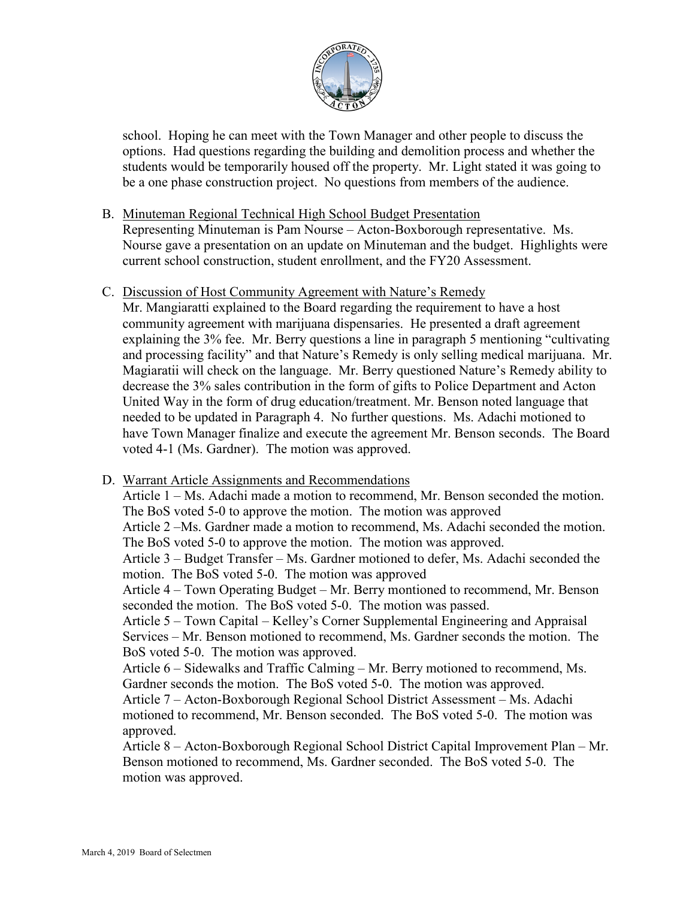school. Hoping he can meet with the Town Manager and other people to discuss the options. Had questions regarding the building and demolition process and whether the students would be temporarily housed off the property. Mr. Light stated it was going to be a one phase construction project. No questions from members of the audience.

B. Minuteman Regional Technical High School Budget Presentation
Representing Minuteman is Pam Nourse – Acton-Boxborough representative. Ms. Nourse gave a presentation on an update on Minuteman and the budget. Highlights were current school construction, student enrollment, and the FY20 Assessment.

C. Discussion of Host Community Agreement with Nature's Remedy
Mr. Mangiaratti explained to the Board regarding the requirement to have a host community agreement with marijuana dispensaries. He presented a draft agreement explaining the 3% fee. Mr. Berry questions a line in paragraph 5 mentioning "cultivating and processing facility" and that Nature's Remedy is only selling medical marijuana. Mr. Magiaratii will check on the language. Mr. Berry questioned Nature's Remedy ability to decrease the 3% sales contribution in the form of gifts to Police Department and Acton United Way in the form of drug education/treatment. Mr. Benson noted language that needed to be updated in Paragraph 4. No further questions. Ms. Adachi motioned to have Town Manager finalize and execute the agreement Mr. Benson seconds. The Board voted 4-1 (Ms. Gardner). The motion was approved.

D. Warrant Article Assignments and Recommendations
Article 1 – Ms. Adachi made a motion to recommend, Mr. Benson seconded the motion. The BoS voted 5-0 to approve the motion. The motion was approved
Article 2 –Ms. Gardner made a motion to recommend, Ms. Adachi seconded the motion. The BoS voted 5-0 to approve the motion. The motion was approved.
Article 3 – Budget Transfer – Ms. Gardner motioned to defer, Ms. Adachi seconded the motion. The BoS voted 5-0. The motion was approved
Article 4 – Town Operating Budget – Mr. Berry montioned to recommend, Mr. Benson seconded the motion. The BoS voted 5-0. The motion was passed.
Article 5 – Town Capital – Kelley's Corner Supplemental Engineering and Appraisal Services – Mr. Benson motioned to recommend, Ms. Gardner seconds the motion. The BoS voted 5-0. The motion was approved.
Article 6 – Sidewalks and Traffic Calming – Mr. Berry motioned to recommend, Ms. Gardner seconds the motion. The BoS voted 5-0. The motion was approved.
Article 7 – Acton-Boxborough Regional School District Assessment – Ms. Adachi motioned to recommend, Mr. Benson seconded. The BoS voted 5-0. The motion was approved.
Article 8 – Acton-Boxborough Regional School District Capital Improvement Plan – Mr. Benson motioned to recommend, Ms. Gardner seconded. The BoS voted 5-0. The motion was approved.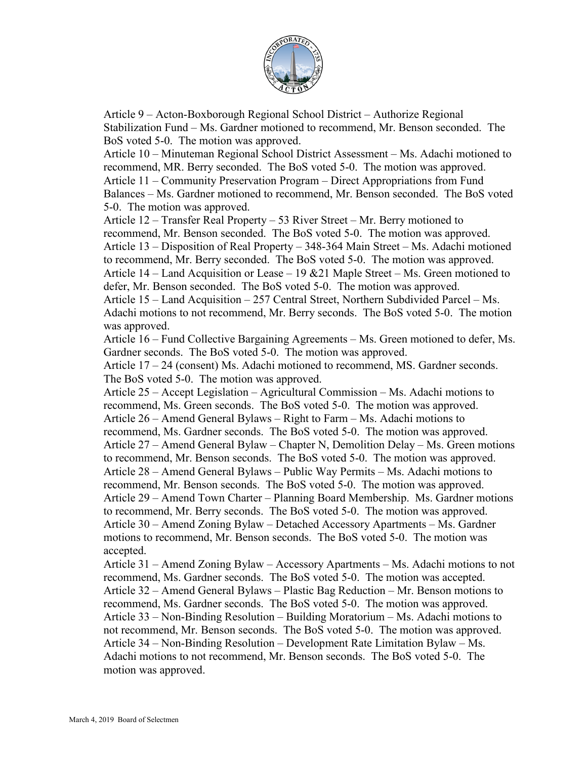Article 9 – Acton-Boxborough Regional School District – Authorize Regional Stabilization Fund – Ms. Gardner motioned to recommend, Mr. Benson seconded. The BoS voted 5-0. The motion was approved.
Article 10 – Minuteman Regional School District Assessment – Ms. Adachi motioned to recommend, MR. Berry seconded. The BoS voted 5-0. The motion was approved.
Article 11 – Community Preservation Program – Direct Appropriations from Fund Balances – Ms. Gardner motioned to recommend, Mr. Benson seconded. The BoS voted 5-0. The motion was approved.
Article 12 – Transfer Real Property – 53 River Street – Mr. Berry motioned to recommend, Mr. Benson seconded. The BoS voted 5-0. The motion was approved.
Article 13 – Disposition of Real Property – 348-364 Main Street – Ms. Adachi motioned to recommend, Mr. Berry seconded. The BoS voted 5-0. The motion was approved.
Article 14 – Land Acquisition or Lease – 19 &21 Maple Street – Ms. Green motioned to defer, Mr. Benson seconded. The BoS voted 5-0. The motion was approved.
Article 15 – Land Acquisition – 257 Central Street, Northern Subdivided Parcel – Ms. Adachi motions to not recommend, Mr. Berry seconds. The BoS voted 5-0. The motion was approved.
Article 16 – Fund Collective Bargaining Agreements – Ms. Green motioned to defer, Ms. Gardner seconds. The BoS voted 5-0. The motion was approved.
Article 17 – 24 (consent) Ms. Adachi motioned to recommend, MS. Gardner seconds. The BoS voted 5-0. The motion was approved.
Article 25 – Accept Legislation – Agricultural Commission – Ms. Adachi motions to recommend, Ms. Green seconds. The BoS voted 5-0. The motion was approved.
Article 26 – Amend General Bylaws – Right to Farm – Ms. Adachi motions to recommend, Ms. Gardner seconds. The BoS voted 5-0. The motion was approved.
Article 27 – Amend General Bylaw – Chapter N, Demolition Delay – Ms. Green motions to recommend, Mr. Benson seconds. The BoS voted 5-0. The motion was approved.
Article 28 – Amend General Bylaws – Public Way Permits – Ms. Adachi motions to recommend, Mr. Benson seconds. The BoS voted 5-0. The motion was approved.
Article 29 – Amend Town Charter – Planning Board Membership. Ms. Gardner motions to recommend, Mr. Berry seconds. The BoS voted 5-0. The motion was approved.
Article 30 – Amend Zoning Bylaw – Detached Accessory Apartments – Ms. Gardner motions to recommend, Mr. Benson seconds. The BoS voted 5-0. The motion was accepted.
Article 31 – Amend Zoning Bylaw – Accessory Apartments – Ms. Adachi motions to not recommend, Ms. Gardner seconds. The BoS voted 5-0. The motion was accepted.
Article 32 – Amend General Bylaws – Plastic Bag Reduction – Mr. Benson motions to recommend, Ms. Gardner seconds. The BoS voted 5-0. The motion was approved.
Article 33 – Non-Binding Resolution – Building Moratorium – Ms. Adachi motions to not recommend, Mr. Benson seconds. The BoS voted 5-0. The motion was approved.
Article 34 – Non-Binding Resolution – Development Rate Limitation Bylaw – Ms. Adachi motions to not recommend, Mr. Benson seconds. The BoS voted 5-0. The motion was approved.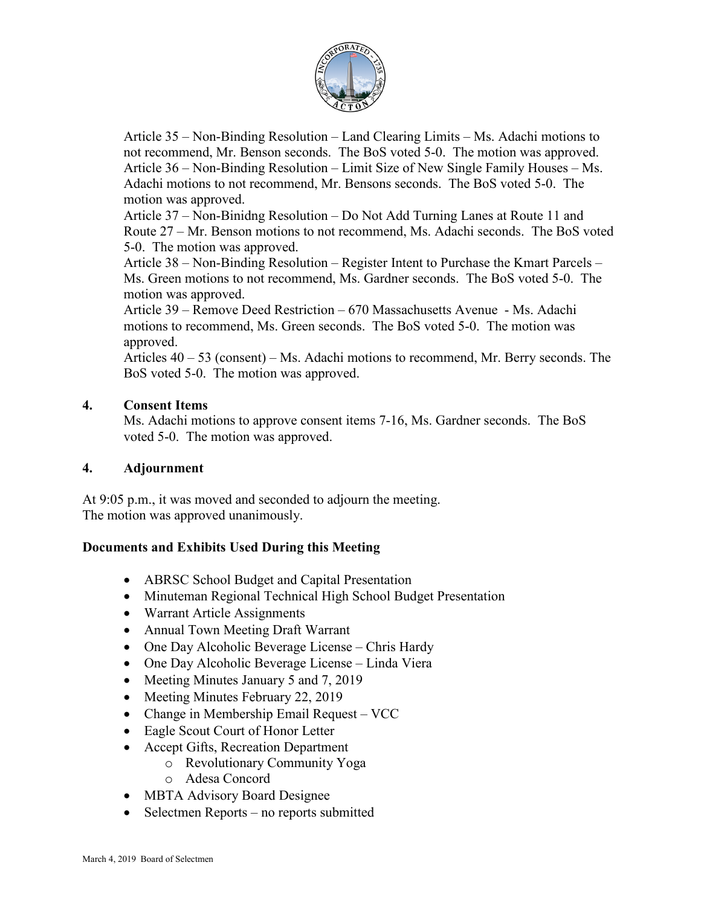Article 35 – Non-Binding Resolution – Land Clearing Limits – Ms. Adachi motions to not recommend, Mr. Benson seconds. The BoS voted 5-0. The motion was approved.
Article 36 – Non-Binding Resolution – Limit Size of New Single Family Houses – Ms. Adachi motions to not recommend, Mr. Bensons seconds. The BoS voted 5-0. The motion was approved.
Article 37 – Non-Binidng Resolution – Do Not Add Turning Lanes at Route 11 and Route 27 – Mr. Benson motions to not recommend, Ms. Adachi seconds. The BoS voted 5-0. The motion was approved.
Article 38 – Non-Binding Resolution – Register Intent to Purchase the Kmart Parcels – Ms. Green motions to not recommend, Ms. Gardner seconds. The BoS voted 5-0. The motion was approved.
Article 39 – Remove Deed Restriction – 670 Massachusetts Avenue - Ms. Adachi motions to recommend, Ms. Green seconds. The BoS voted 5-0. The motion was approved.
Articles 40 – 53 (consent) – Ms. Adachi motions to recommend, Mr. Berry seconds. The BoS voted 5-0. The motion was approved.

**4. Consent Items**

Ms. Adachi motions to approve consent items 7-16, Ms. Gardner seconds. The BoS voted 5-0. The motion was approved.

**4. Adjournment**

At 9:05 p.m., it was moved and seconded to adjourn the meeting.
The motion was approved unanimously.

**Documents and Exhibits Used During this Meeting**

- ABRSC School Budget and Capital Presentation
- Minuteman Regional Technical High School Budget Presentation
- Warrant Article Assignments
- Annual Town Meeting Draft Warrant
- One Day Alcoholic Beverage License – Chris Hardy
- One Day Alcoholic Beverage License – Linda Viera
- Meeting Minutes January 5 and 7, 2019
- Meeting Minutes February 22, 2019
- Change in Membership Email Request – VCC
- Eagle Scout Court of Honor Letter
- Accept Gifts, Recreation Department
  - Revolutionary Community Yoga
  - Adesa Concord
- MBTA Advisory Board Designee
- Selectmen Reports – no reports submitted